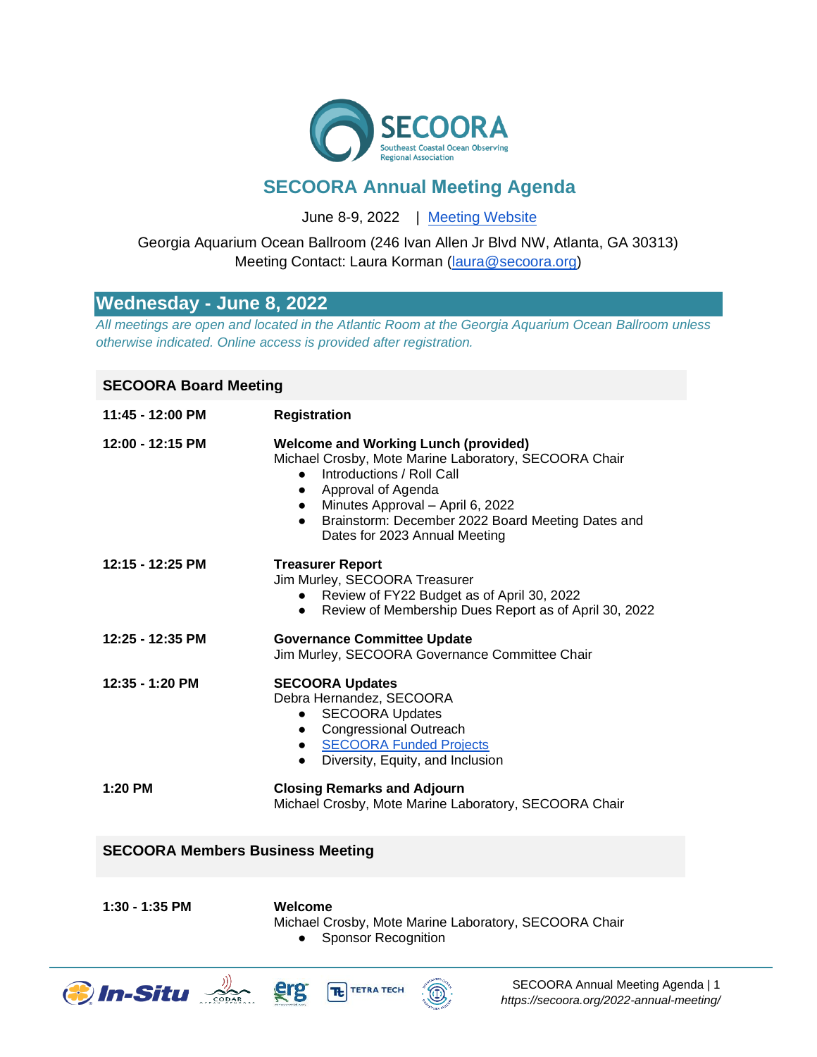# SECOORA Annual Meeting Agenda

June 8-9, 2022 | [Meeting Website](https://secoora.org/2022-annual-meeting/)

Georgia Aquarium Ocean Ballroom (246 Ivan Allen Jr Blvd NW, Atlanta, GA 30313)
Meeting Contact: Laura Korman (laura@secoora.org)

## Wednesday - June 8, 2022

*All meetings are open and located in the Atlantic Room at the Georgia Aquarium Ocean Ballroom unless otherwise indicated. Online access is provided after registration.*

### SECOORA Board Meeting

**11:45 - 12:00 PM** — **Registration**

**12:00 - 12:15 PM** — **Welcome and Working Lunch (provided)**
Michael Crosby, Mote Marine Laboratory, SECOORA Chair
- Introductions / Roll Call
- Approval of Agenda
- Minutes Approval – April 6, 2022
- Brainstorm: December 2022 Board Meeting Dates and Dates for 2023 Annual Meeting

**12:15 - 12:25 PM** — **Treasurer Report**
Jim Murley, SECOORA Treasurer
- Review of FY22 Budget as of April 30, 2022
- Review of Membership Dues Report as of April 30, 2022

**12:25 - 12:35 PM** — **Governance Committee Update**
Jim Murley, SECOORA Governance Committee Chair

**12:35 - 1:20 PM** — **SECOORA Updates**
Debra Hernandez, SECOORA
- SECOORA Updates
- Congressional Outreach
- SECOORA Funded Projects
- Diversity, Equity, and Inclusion

**1:20 PM** — **Closing Remarks and Adjourn**
Michael Crosby, Mote Marine Laboratory, SECOORA Chair

### SECOORA Members Business Meeting

**1:30 - 1:35 PM** — **Welcome**
Michael Crosby, Mote Marine Laboratory, SECOORA Chair
- Sponsor Recognition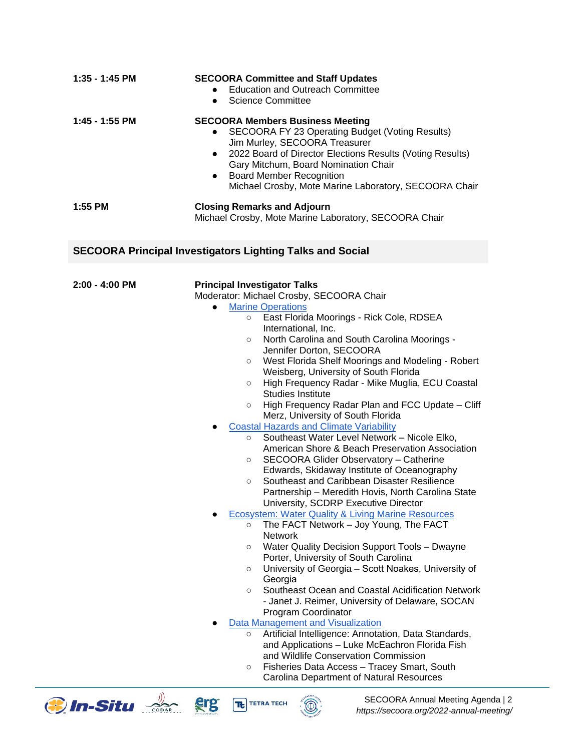**1:35 - 1:45 PM** — **SECOORA Committee and Staff Updates**

- Education and Outreach Committee
- Science Committee

**1:45 - 1:55 PM** — **SECOORA Members Business Meeting**

- SECOORA FY 23 Operating Budget (Voting Results)
  Jim Murley, SECOORA Treasurer
- 2022 Board of Director Elections Results (Voting Results)
  Gary Mitchum, Board Nomination Chair
- Board Member Recognition
  Michael Crosby, Mote Marine Laboratory, SECOORA Chair

**1:55 PM** — **Closing Remarks and Adjourn**

Michael Crosby, Mote Marine Laboratory, SECOORA Chair

## SECOORA Principal Investigators Lighting Talks and Social

**2:00 - 4:00 PM** — **Principal Investigator Talks**

Moderator: Michael Crosby, SECOORA Chair

- Marine Operations
  - East Florida Moorings - Rick Cole, RDSEA International, Inc.
  - North Carolina and South Carolina Moorings - Jennifer Dorton, SECOORA
  - West Florida Shelf Moorings and Modeling - Robert Weisberg, University of South Florida
  - High Frequency Radar - Mike Muglia, ECU Coastal Studies Institute
  - High Frequency Radar Plan and FCC Update – Cliff Merz, University of South Florida
- Coastal Hazards and Climate Variability
  - Southeast Water Level Network – Nicole Elko, American Shore & Beach Preservation Association
  - SECOORA Glider Observatory – Catherine Edwards, Skidaway Institute of Oceanography
  - Southeast and Caribbean Disaster Resilience Partnership – Meredith Hovis, North Carolina State University, SCDRP Executive Director
- Ecosystem: Water Quality & Living Marine Resources
  - The FACT Network – Joy Young, The FACT Network
  - Water Quality Decision Support Tools – Dwayne Porter, University of South Carolina
  - University of Georgia – Scott Noakes, University of Georgia
  - Southeast Ocean and Coastal Acidification Network - Janet J. Reimer, University of Delaware, SOCAN Program Coordinator
- Data Management and Visualization
  - Artificial Intelligence: Annotation, Data Standards, and Applications – Luke McEachron Florida Fish and Wildlife Conservation Commission
  - Fisheries Data Access – Tracey Smart, South Carolina Department of Natural Resources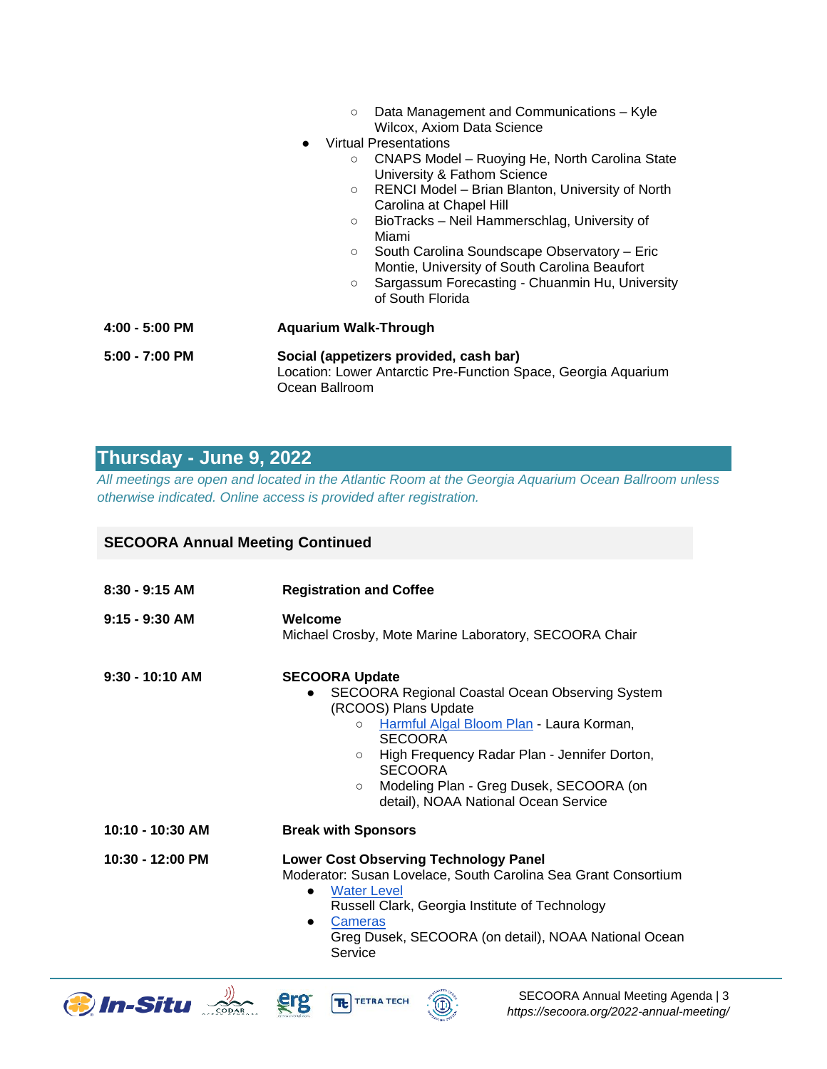- Data Management and Communications – Kyle Wilcox, Axiom Data Science
- Virtual Presentations
    - CNAPS Model – Ruoying He, North Carolina State University & Fathom Science
    - RENCI Model – Brian Blanton, University of North Carolina at Chapel Hill
    - BioTracks – Neil Hammerschlag, University of Miami
    - South Carolina Soundscape Observatory – Eric Montie, University of South Carolina Beaufort
    - Sargassum Forecasting - Chuanmin Hu, University of South Florida

**4:00 - 5:00 PM** — **Aquarium Walk-Through**

**5:00 - 7:00 PM** — **Social (appetizers provided, cash bar)**
Location: Lower Antarctic Pre-Function Space, Georgia Aquarium Ocean Ballroom

## Thursday - June 9, 2022

*All meetings are open and located in the Atlantic Room at the Georgia Aquarium Ocean Ballroom unless otherwise indicated. Online access is provided after registration.*

### SECOORA Annual Meeting Continued

**8:30 - 9:15 AM** — **Registration and Coffee**

**9:15 - 9:30 AM** — **Welcome**
Michael Crosby, Mote Marine Laboratory, SECOORA Chair

**9:30 - 10:10 AM** — **SECOORA Update**

- SECOORA Regional Coastal Ocean Observing System (RCOOS) Plans Update
    - Harmful Algal Bloom Plan - Laura Korman, SECOORA
    - High Frequency Radar Plan - Jennifer Dorton, SECOORA
    - Modeling Plan - Greg Dusek, SECOORA (on detail), NOAA National Ocean Service

**10:10 - 10:30 AM** — **Break with Sponsors**

**10:30 - 12:00 PM** — **Lower Cost Observing Technology Panel**
Moderator: Susan Lovelace, South Carolina Sea Grant Consortium

- Water Level
  Russell Clark, Georgia Institute of Technology
- Cameras
  Greg Dusek, SECOORA (on detail), NOAA National Ocean Service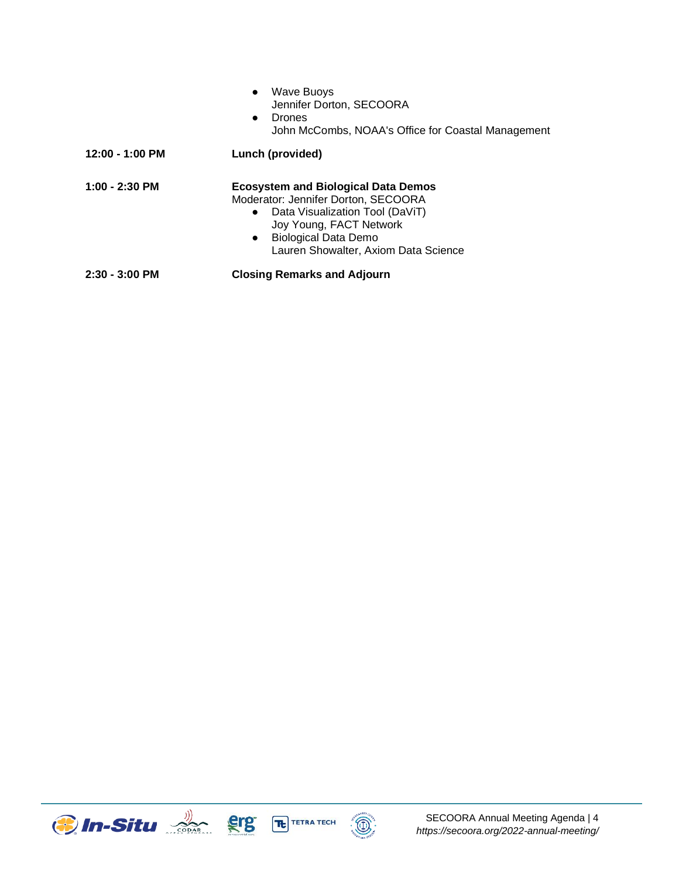- Wave Buoys
  Jennifer Dorton, SECOORA
- Drones
  John McCombs, NOAA's Office for Coastal Management

**12:00 - 1:00 PM** **Lunch (provided)**

**1:00 - 2:30 PM** **Ecosystem and Biological Data Demos**

Moderator: Jennifer Dorton, SECOORA

- Data Visualization Tool (DaViT)
  Joy Young, FACT Network
- Biological Data Demo
  Lauren Showalter, Axiom Data Science

**2:30 - 3:00 PM** **Closing Remarks and Adjourn**